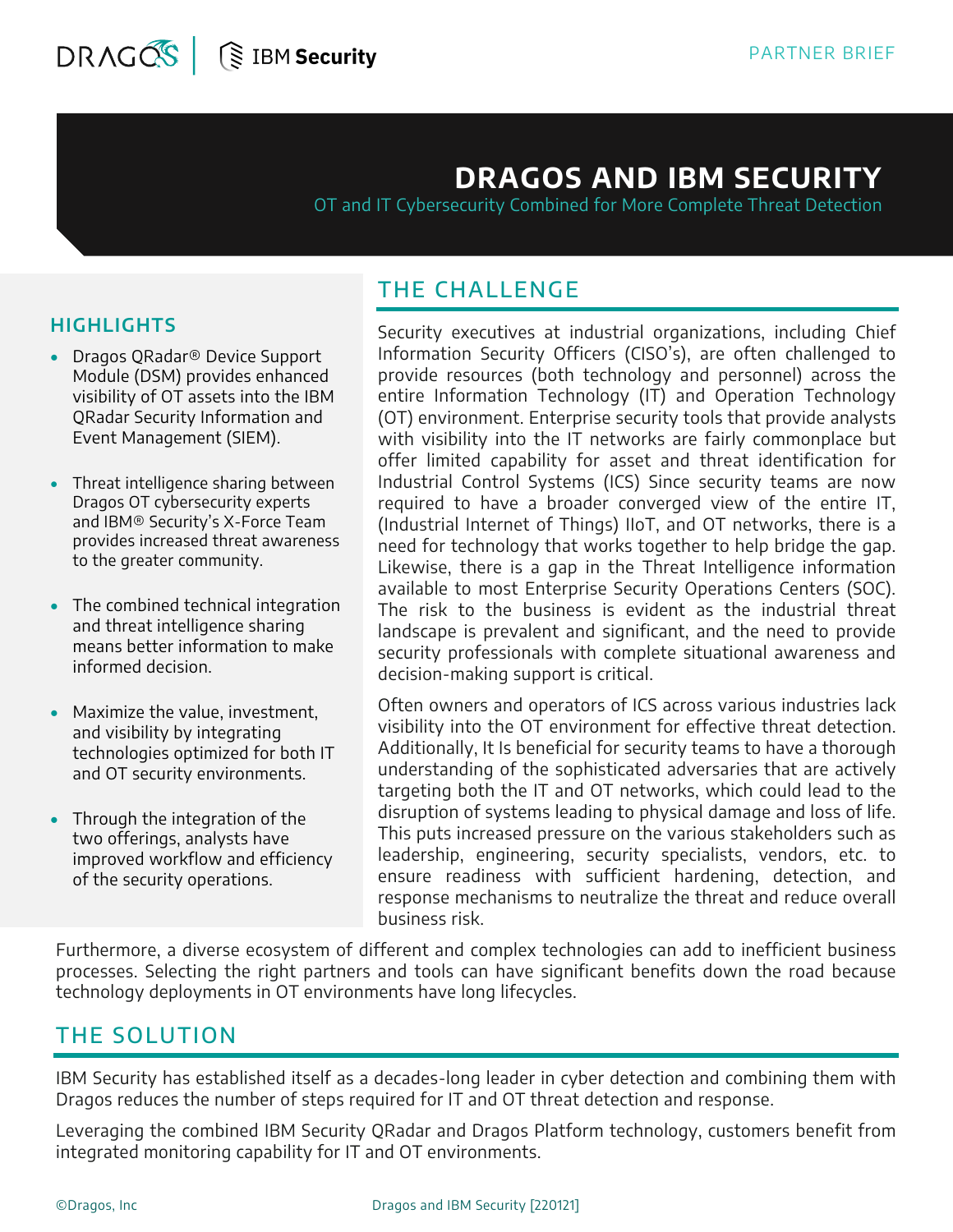PARTNER BRIEF

# DRAGOS AND IBM SECURITY

OT and IT Cybersecurity Combined for More Complete Threat Detection

## HIGHLIGHTS

- Dragos QRadar® Device Support Module (DSM) provides enhanced visibility of OT assets into the IBM QRadar Security Information and Event Management (SIEM).
- Threat intelligence sharing between Dragos OT cybersecurity experts and IBM® Security's X-Force Team provides increased threat awareness to the greater community.
- The combined technical integration and threat intelligence sharing means better information to make informed decision.
- Maximize the value, investment, and visibility by integrating technologies optimized for both IT and OT security environments.
- Through the integration of the two offerings, analysts have improved workflow and efficiency of the security operations.

## THE CHALLENGE

Security executives at industrial organizations, including Chief Information Security Officers (CISO's), are often challenged to provide resources (both technology and personnel) across the entire Information Technology (IT) and Operation Technology (OT) environment. Enterprise security tools that provide analysts with visibility into the IT networks are fairly commonplace but offer limited capability for asset and threat identification for Industrial Control Systems (ICS) Since security teams are now required to have a broader converged view of the entire IT, (Industrial Internet of Things) IIoT, and OT networks, there is a need for technology that works together to help bridge the gap. Likewise, there is a gap in the Threat Intelligence information available to most Enterprise Security Operations Centers (SOC). The risk to the business is evident as the industrial threat landscape is prevalent and significant, and the need to provide security professionals with complete situational awareness and decision-making support is critical.

Often owners and operators of ICS across various industries lack visibility into the OT environment for effective threat detection. Additionally, It Is beneficial for security teams to have a thorough understanding of the sophisticated adversaries that are actively targeting both the IT and OT networks, which could lead to the disruption of systems leading to physical damage and loss of life. This puts increased pressure on the various stakeholders such as leadership, engineering, security specialists, vendors, etc. to ensure readiness with sufficient hardening, detection, and response mechanisms to neutralize the threat and reduce overall business risk.

Furthermore, a diverse ecosystem of different and complex technologies can add to inefficient business processes. Selecting the right partners and tools can have significant benefits down the road because technology deployments in OT environments have long lifecycles.

## THE SOLUTION

IBM Security has established itself as a decades-long leader in cyber detection and combining them with Dragos reduces the number of steps required for IT and OT threat detection and response.

Leveraging the combined IBM Security QRadar and Dragos Platform technology, customers benefit from integrated monitoring capability for IT and OT environments.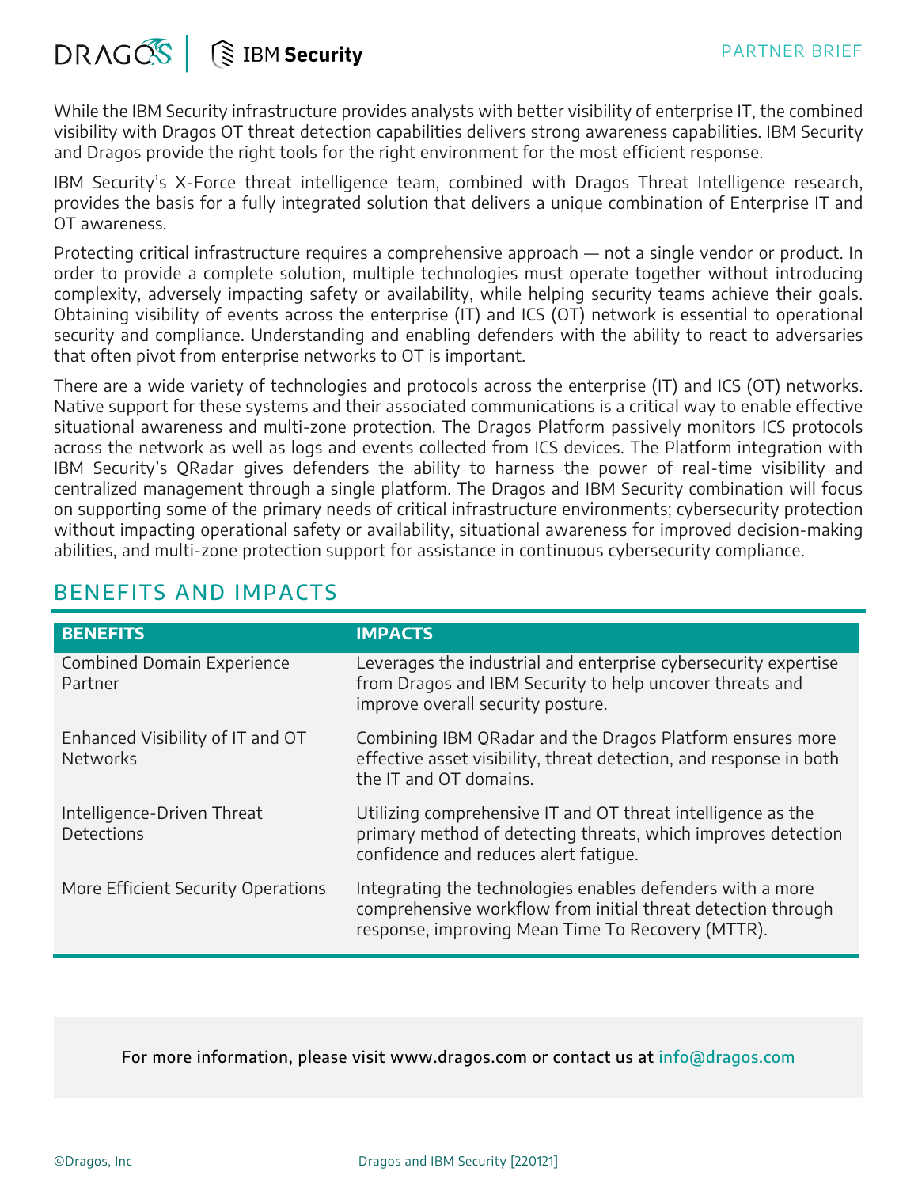While the IBM Security infrastructure provides analysts with better visibility of enterprise IT, the combined visibility with Dragos OT threat detection capabilities delivers strong awareness capabilities. IBM Security and Dragos provide the right tools for the right environment for the most efficient response.

IBM Security's X-Force threat intelligence team, combined with Dragos Threat Intelligence research, provides the basis for a fully integrated solution that delivers a unique combination of Enterprise IT and OT awareness.

Protecting critical infrastructure requires a comprehensive approach — not a single vendor or product. In order to provide a complete solution, multiple technologies must operate together without introducing complexity, adversely impacting safety or availability, while helping security teams achieve their goals. Obtaining visibility of events across the enterprise (IT) and ICS (OT) network is essential to operational security and compliance. Understanding and enabling defenders with the ability to react to adversaries that often pivot from enterprise networks to OT is important.

There are a wide variety of technologies and protocols across the enterprise (IT) and ICS (OT) networks. Native support for these systems and their associated communications is a critical way to enable effective situational awareness and multi-zone protection. The Dragos Platform passively monitors ICS protocols across the network as well as logs and events collected from ICS devices. The Platform integration with IBM Security's QRadar gives defenders the ability to harness the power of real-time visibility and centralized management through a single platform. The Dragos and IBM Security combination will focus on supporting some of the primary needs of critical infrastructure environments; cybersecurity protection without impacting operational safety or availability, situational awareness for improved decision-making abilities, and multi-zone protection support for assistance in continuous cybersecurity compliance.

## BENEFITS AND IMPACTS

| BENEFITS | IMPACTS |
|---|---|
| Combined Domain Experience Partner | Leverages the industrial and enterprise cybersecurity expertise from Dragos and IBM Security to help uncover threats and improve overall security posture. |
| Enhanced Visibility of IT and OT Networks | Combining IBM QRadar and the Dragos Platform ensures more effective asset visibility, threat detection, and response in both the IT and OT domains. |
| Intelligence-Driven Threat Detections | Utilizing comprehensive IT and OT threat intelligence as the primary method of detecting threats, which improves detection confidence and reduces alert fatigue. |
| More Efficient Security Operations | Integrating the technologies enables defenders with a more comprehensive workflow from initial threat detection through response, improving Mean Time To Recovery (MTTR). |

For more information, please visit www.dragos.com or contact us at info@dragos.com